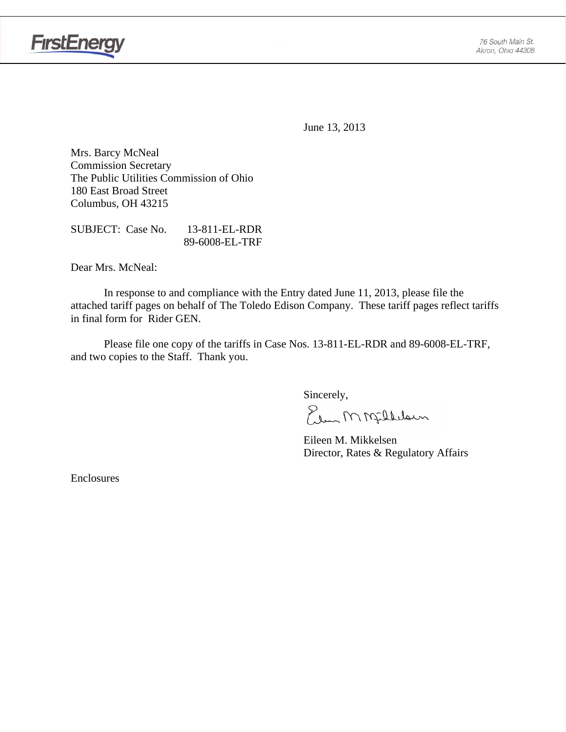FirstEnergy

76 South Main St.
Akron, Ohio 44308

June 13, 2013

Mrs. Barcy McNeal
Commission Secretary
The Public Utilities Commission of Ohio
180 East Broad Street
Columbus, OH 43215

SUBJECT: Case No. 13-811-EL-RDR
89-6008-EL-TRF

Dear Mrs. McNeal:

In response to and compliance with the Entry dated June 11, 2013, please file the attached tariff pages on behalf of The Toledo Edison Company. These tariff pages reflect tariffs in final form for Rider GEN.

Please file one copy of the tariffs in Case Nos. 13-811-EL-RDR and 89-6008-EL-TRF, and two copies to the Staff. Thank you.

Sincerely,

Eileen M. Mikkelsen
Director, Rates & Regulatory Affairs

Enclosures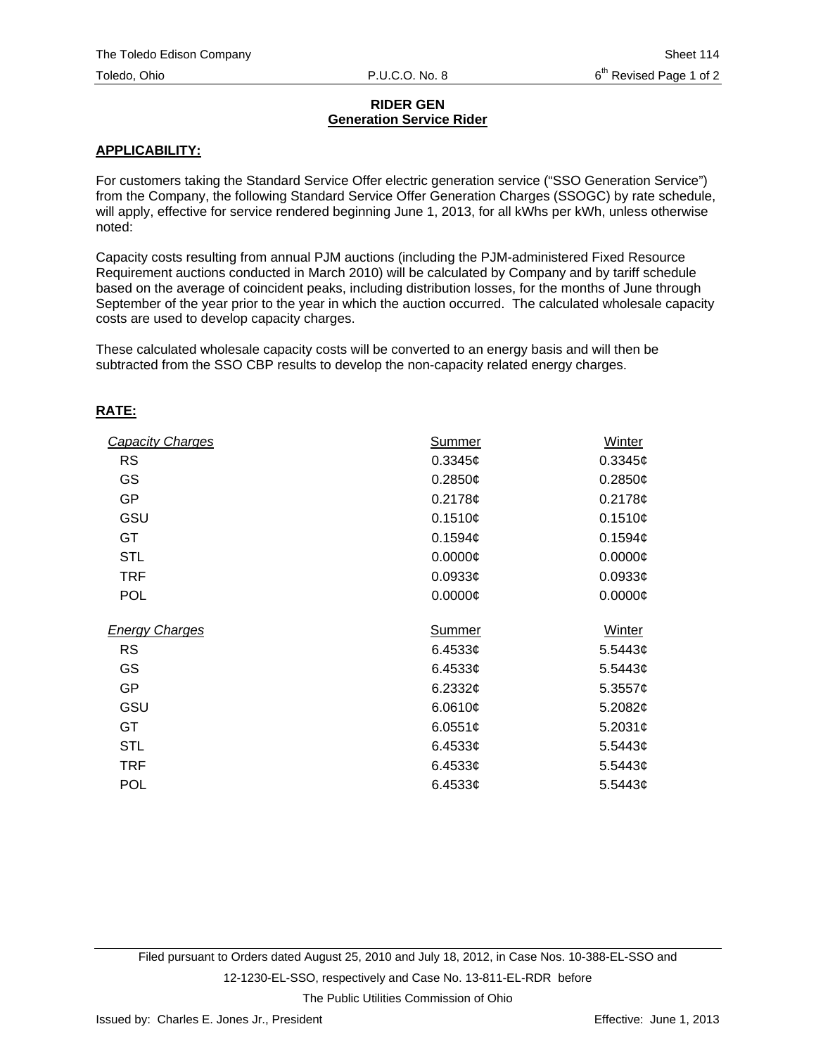The Toledo Edison Company — Sheet 114
Toledo, Ohio — P.U.C.O. No. 8 — 6th Revised Page 1 of 2

## RIDER GEN
## Generation Service Rider

**APPLICABILITY:**

For customers taking the Standard Service Offer electric generation service ("SSO Generation Service") from the Company, the following Standard Service Offer Generation Charges (SSOGC) by rate schedule, will apply, effective for service rendered beginning June 1, 2013, for all kWhs per kWh, unless otherwise noted:

Capacity costs resulting from annual PJM auctions (including the PJM-administered Fixed Resource Requirement auctions conducted in March 2010) will be calculated by Company and by tariff schedule based on the average of coincident peaks, including distribution losses, for the months of June through September of the year prior to the year in which the auction occurred. The calculated wholesale capacity costs are used to develop capacity charges.

These calculated wholesale capacity costs will be converted to an energy basis and will then be subtracted from the SSO CBP results to develop the non-capacity related energy charges.

**RATE:**

| *Capacity Charges* | Summer | Winter |
|---|---|---|
| RS | 0.3345¢ | 0.3345¢ |
| GS | 0.2850¢ | 0.2850¢ |
| GP | 0.2178¢ | 0.2178¢ |
| GSU | 0.1510¢ | 0.1510¢ |
| GT | 0.1594¢ | 0.1594¢ |
| STL | 0.0000¢ | 0.0000¢ |
| TRF | 0.0933¢ | 0.0933¢ |
| POL | 0.0000¢ | 0.0000¢ |

| *Energy Charges* | Summer | Winter |
|---|---|---|
| RS | 6.4533¢ | 5.5443¢ |
| GS | 6.4533¢ | 5.5443¢ |
| GP | 6.2332¢ | 5.3557¢ |
| GSU | 6.0610¢ | 5.2082¢ |
| GT | 6.0551¢ | 5.2031¢ |
| STL | 6.4533¢ | 5.5443¢ |
| TRF | 6.4533¢ | 5.5443¢ |
| POL | 6.4533¢ | 5.5443¢ |

Filed pursuant to Orders dated August 25, 2010 and July 18, 2012, in Case Nos. 10-388-EL-SSO and 12-1230-EL-SSO, respectively and Case No. 13-811-EL-RDR before The Public Utilities Commission of Ohio

Issued by: Charles E. Jones Jr., President — Effective: June 1, 2013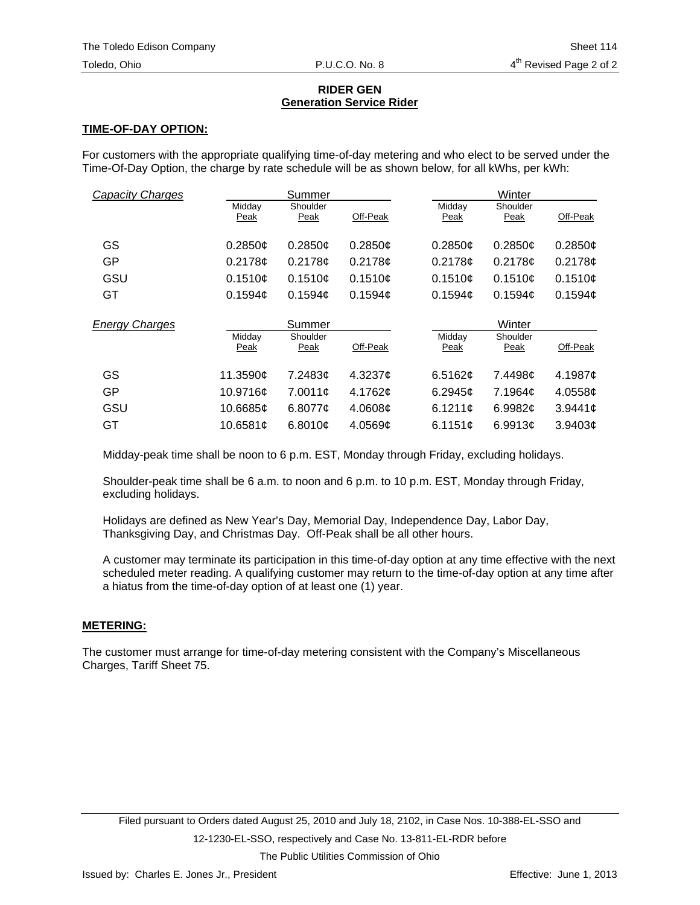## RIDER GEN
## Generation Service Rider

**TIME-OF-DAY OPTION:**

For customers with the appropriate qualifying time-of-day metering and who elect to be served under the Time-Of-Day Option, the charge by rate schedule will be as shown below, for all kWhs, per kWh:

| *Capacity Charges* | Summer | | | Winter | | |
|---|---|---|---|---|---|---|
| | Midday Peak | Shoulder Peak | Off-Peak | Midday Peak | Shoulder Peak | Off-Peak |
| GS | 0.2850¢ | 0.2850¢ | 0.2850¢ | 0.2850¢ | 0.2850¢ | 0.2850¢ |
| GP | 0.2178¢ | 0.2178¢ | 0.2178¢ | 0.2178¢ | 0.2178¢ | 0.2178¢ |
| GSU | 0.1510¢ | 0.1510¢ | 0.1510¢ | 0.1510¢ | 0.1510¢ | 0.1510¢ |
| GT | 0.1594¢ | 0.1594¢ | 0.1594¢ | 0.1594¢ | 0.1594¢ | 0.1594¢ |

| *Energy Charges* | Summer | | | Winter | | |
|---|---|---|---|---|---|---|
| | Midday Peak | Shoulder Peak | Off-Peak | Midday Peak | Shoulder Peak | Off-Peak |
| GS | 11.3590¢ | 7.2483¢ | 4.3237¢ | 6.5162¢ | 7.4498¢ | 4.1987¢ |
| GP | 10.9716¢ | 7.0011¢ | 4.1762¢ | 6.2945¢ | 7.1964¢ | 4.0558¢ |
| GSU | 10.6685¢ | 6.8077¢ | 4.0608¢ | 6.1211¢ | 6.9982¢ | 3.9441¢ |
| GT | 10.6581¢ | 6.8010¢ | 4.0569¢ | 6.1151¢ | 6.9913¢ | 3.9403¢ |

Midday-peak time shall be noon to 6 p.m. EST, Monday through Friday, excluding holidays.

Shoulder-peak time shall be 6 a.m. to noon and 6 p.m. to 10 p.m. EST, Monday through Friday, excluding holidays.

Holidays are defined as New Year's Day, Memorial Day, Independence Day, Labor Day, Thanksgiving Day, and Christmas Day. Off-Peak shall be all other hours.

A customer may terminate its participation in this time-of-day option at any time effective with the next scheduled meter reading. A qualifying customer may return to the time-of-day option at any time after a hiatus from the time-of-day option of at least one (1) year.

**METERING:**

The customer must arrange for time-of-day metering consistent with the Company's Miscellaneous Charges, Tariff Sheet 75.

Filed pursuant to Orders dated August 25, 2010 and July 18, 2102, in Case Nos. 10-388-EL-SSO and 12-1230-EL-SSO, respectively and Case No. 13-811-EL-RDR before The Public Utilities Commission of Ohio

Issued by: Charles E. Jones Jr., President

Effective: June 1, 2013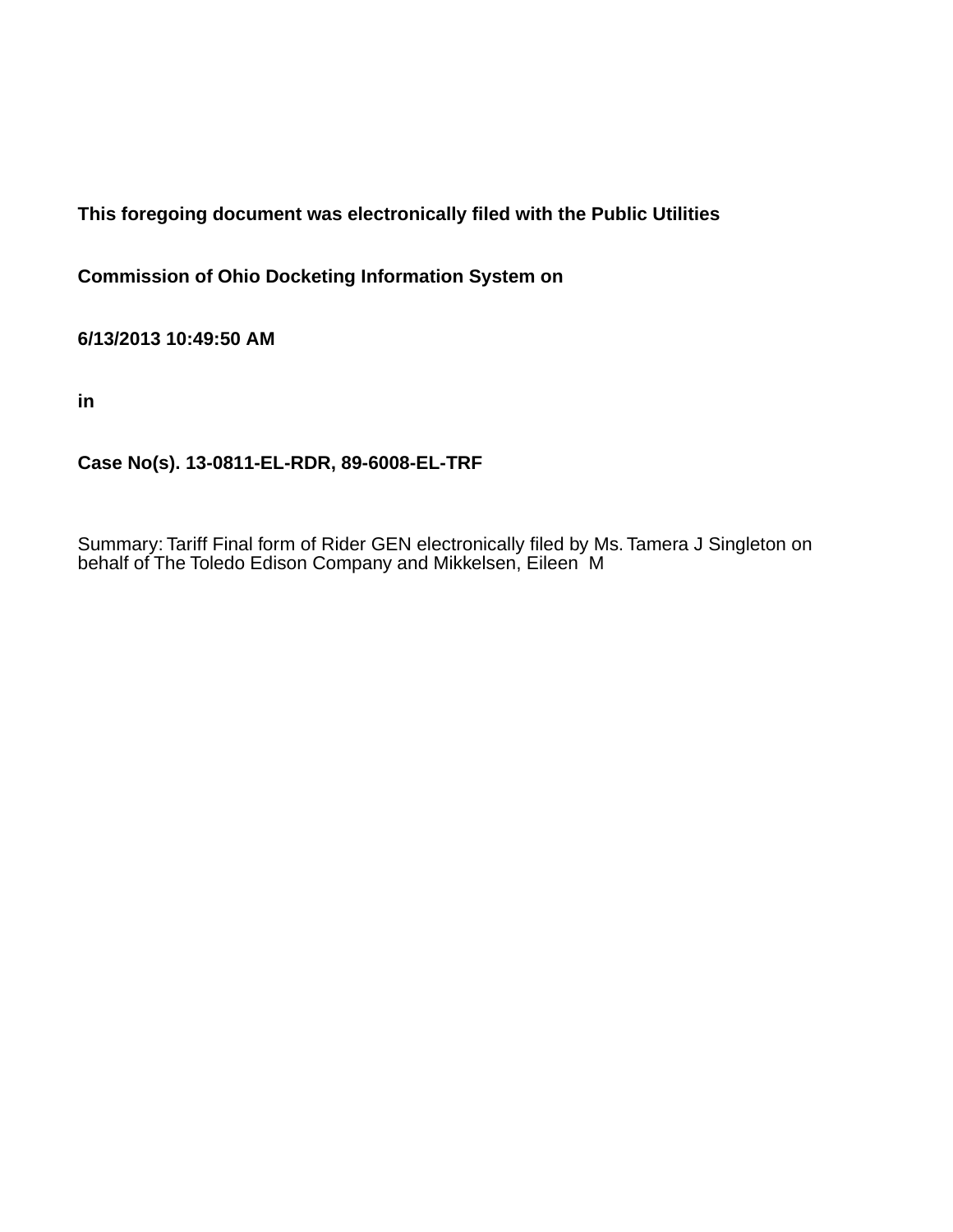**This foregoing document was electronically filed with the Public Utilities**

**Commission of Ohio Docketing Information System on**

**6/13/2013 10:49:50 AM**

**in**

**Case No(s). 13-0811-EL-RDR, 89-6008-EL-TRF**

Summary: Tariff Final form of Rider GEN electronically filed by Ms. Tamera J Singleton on behalf of The Toledo Edison Company and Mikkelsen, Eileen M